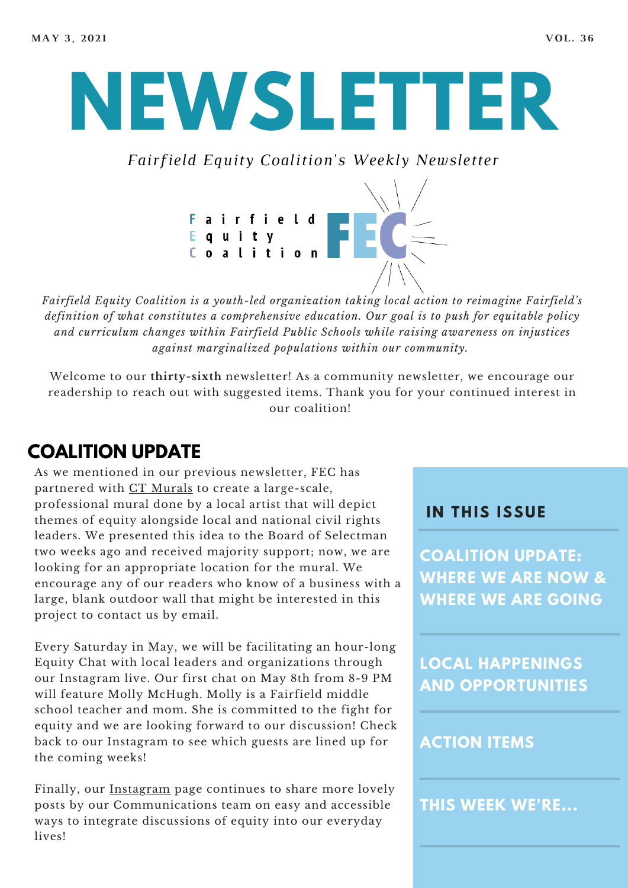MAY 3, 2021 VOL. 36

# NEWSLETTER

*Fairfield Equity Coalition's Weekly Newsletter*

Fairfield
Equity
Coalition
FEC

*Fairfield Equity Coalition is a youth-led organization taking local action to reimagine Fairfield's definition of what constitutes a comprehensive education. Our goal is to push for equitable policy and curriculum changes within Fairfield Public Schools while raising awareness on injustices against marginalized populations within our community.*

Welcome to our **thirty-sixth** newsletter! As a community newsletter, we encourage our readership to reach out with suggested items. Thank you for your continued interest in our coalition!

## COALITION UPDATE

As we mentioned in our previous newsletter, FEC has partnered with CT Murals to create a large-scale, professional mural done by a local artist that will depict themes of equity alongside local and national civil rights leaders. We presented this idea to the Board of Selectman two weeks ago and received majority support; now, we are looking for an appropriate location for the mural. We encourage any of our readers who know of a business with a large, blank outdoor wall that might be interested in this project to contact us by email.

Every Saturday in May, we will be facilitating an hour-long Equity Chat with local leaders and organizations through our Instagram live. Our first chat on May 8th from 8-9 PM will feature Molly McHugh. Molly is a Fairfield middle school teacher and mom. She is committed to the fight for equity and we are looking forward to our discussion! Check back to our Instagram to see which guests are lined up for the coming weeks!

Finally, our Instagram page continues to share more lovely posts by our Communications team on easy and accessible ways to integrate discussions of equity into our everyday lives!

### IN THIS ISSUE

- COALITION UPDATE: WHERE WE ARE NOW & WHERE WE ARE GOING
- LOCAL HAPPENINGS AND OPPORTUNITIES
- ACTION ITEMS
- THIS WEEK WE'RE...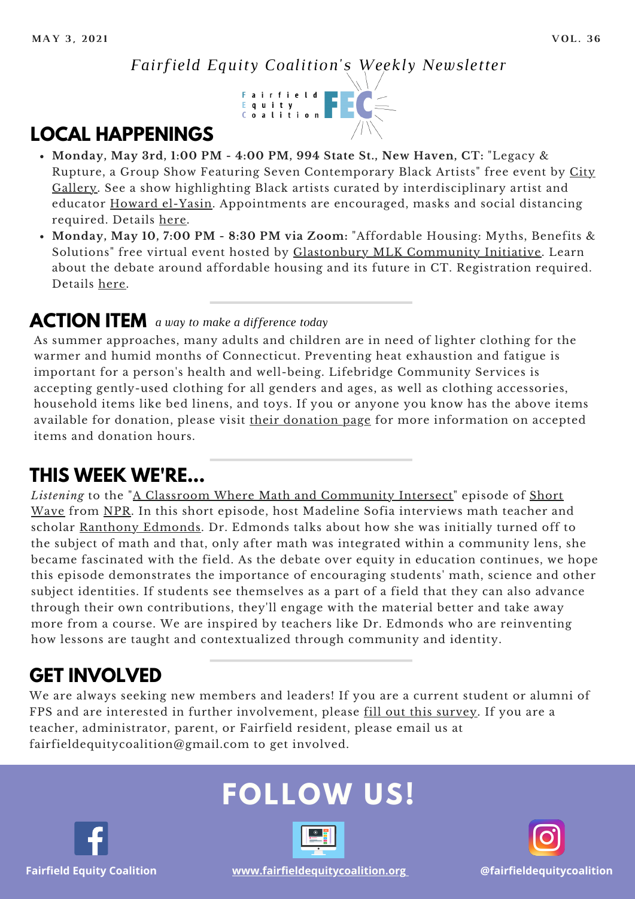MAY 3, 2021 VOL. 36

*Fairfield Equity Coalition's Weekly Newsletter*

## LOCAL HAPPENINGS

- **Monday, May 3rd, 1:00 PM - 4:00 PM, 994 State St., New Haven, CT:** "Legacy & Rupture, a Group Show Featuring Seven Contemporary Black Artists" free event by City Gallery. See a show highlighting Black artists curated by interdisciplinary artist and educator Howard el-Yasin. Appointments are encouraged, masks and social distancing required. Details here.
- **Monday, May 10, 7:00 PM - 8:30 PM via Zoom:** "Affordable Housing: Myths, Benefits & Solutions" free virtual event hosted by Glastonbury MLK Community Initiative. Learn about the debate around affordable housing and its future in CT. Registration required. Details here.

## ACTION ITEM *a way to make a difference today*

As summer approaches, many adults and children are in need of lighter clothing for the warmer and humid months of Connecticut. Preventing heat exhaustion and fatigue is important for a person's health and well-being. Lifebridge Community Services is accepting gently-used clothing for all genders and ages, as well as clothing accessories, household items like bed linens, and toys. If you or anyone you know has the above items available for donation, please visit their donation page for more information on accepted items and donation hours.

## THIS WEEK WE'RE...

*Listening* to the "A Classroom Where Math and Community Intersect" episode of Short Wave from NPR. In this short episode, host Madeline Sofia interviews math teacher and scholar Ranthony Edmonds. Dr. Edmonds talks about how she was initially turned off to the subject of math and that, only after math was integrated within a community lens, she became fascinated with the field. As the debate over equity in education continues, we hope this episode demonstrates the importance of encouraging students' math, science and other subject identities. If students see themselves as a part of a field that they can also advance through their own contributions, they'll engage with the material better and take away more from a course. We are inspired by teachers like Dr. Edmonds who are reinventing how lessons are taught and contextualized through community and identity.

## GET INVOLVED

We are always seeking new members and leaders! If you are a current student or alumni of FPS and are interested in further involvement, please fill out this survey. If you are a teacher, administrator, parent, or Fairfield resident, please email us at fairfieldequitycoalition@gmail.com to get involved.

## FOLLOW US!

Fairfield Equity Coalition

www.fairfieldequitycoalition.org

@fairfieldequitycoalition